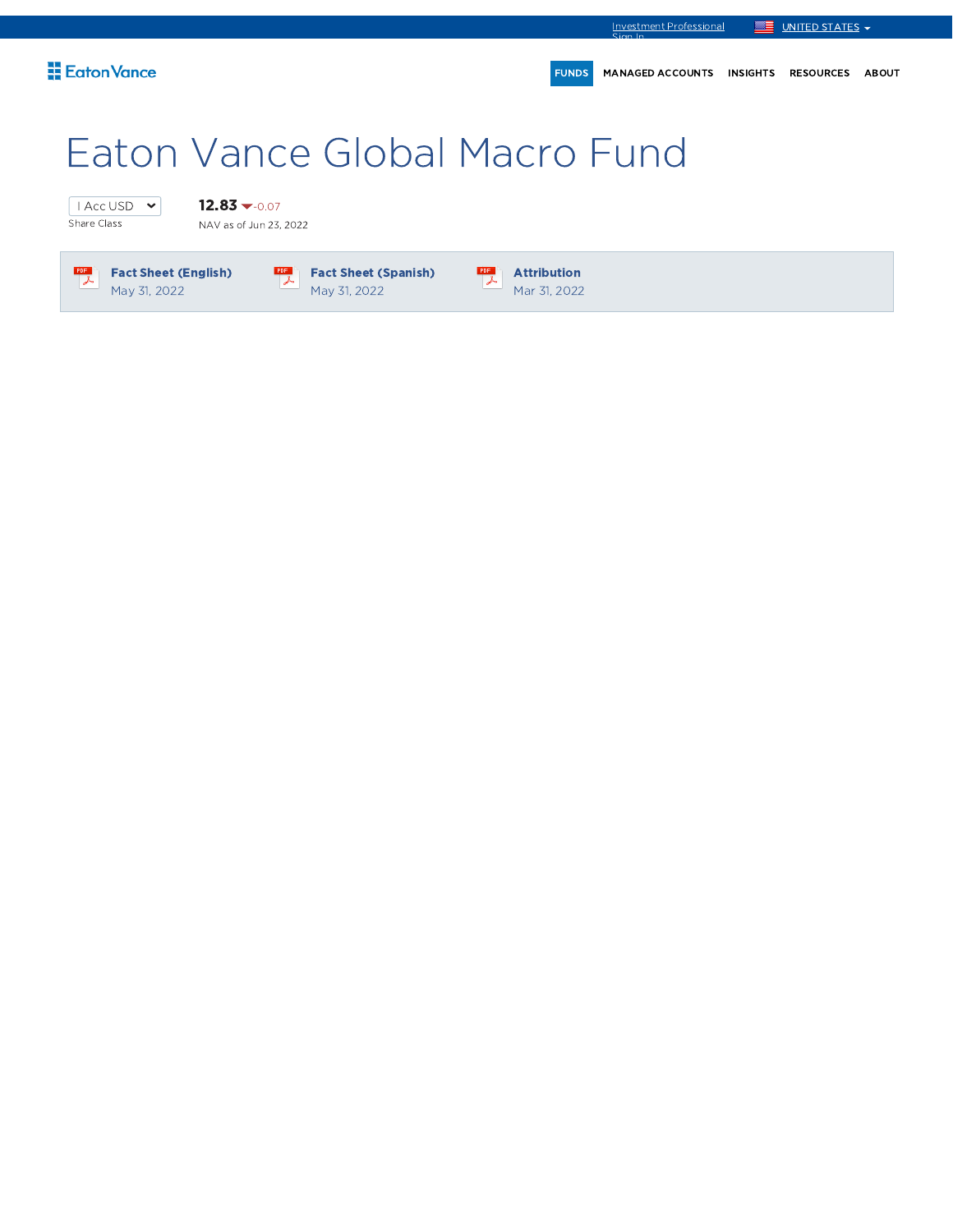Investment Professional Sign In

UNITED STATES

Eaton Vance

FUNDS MANAGED ACCOUNTS INSIGHTS RESOURCES ABOUT

# Eaton Vance Global Macro Fund

I Acc USD
Share Class

**12.83** -0.07
NAV as of Jun 23, 2022

**Fact Sheet (English)**
May 31, 2022

**Fact Sheet (Spanish)**
May 31, 2022

**Attribution**
Mar 31, 2022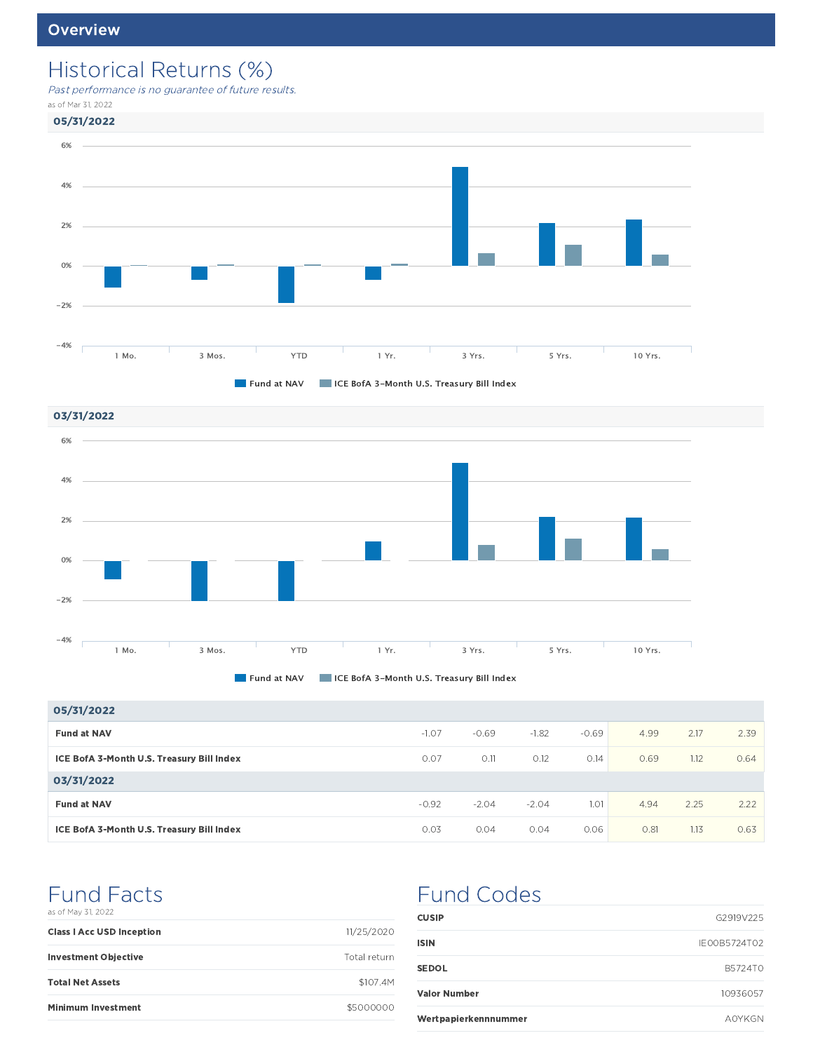## Overview

# Historical Returns (%)

*Past performance is no guarantee of future results.*

as of Mar 31, 2022

### 05/31/2022

Fund at NAV | ICE BofA 3-Month U.S. Treasury Bill Index

### 03/31/2022

Fund at NAV | ICE BofA 3-Month U.S. Treasury Bill Index

| | 1 Mo. | 3 Mos. | YTD | 1 Yr. | 3 Yrs. | 5 Yrs. | 10 Yrs. |
|---|---|---|---|---|---|---|---|
| **05/31/2022** | | | | | | | |
| **Fund at NAV** | -1.07 | -0.69 | -1.82 | -0.69 | 4.99 | 2.17 | 2.39 |
| **ICE BofA 3-Month U.S. Treasury Bill Index** | 0.07 | 0.11 | 0.12 | 0.14 | 0.69 | 1.12 | 0.64 |
| **03/31/2022** | | | | | | | |
| **Fund at NAV** | -0.92 | -2.04 | -2.04 | 1.01 | 4.94 | 2.25 | 2.22 |
| **ICE BofA 3-Month U.S. Treasury Bill Index** | 0.03 | 0.04 | 0.04 | 0.06 | 0.81 | 1.13 | 0.63 |

# Fund Facts

as of May 31, 2022

| | |
|---|---|
| **Class I Acc USD Inception** | 11/25/2020 |
| **Investment Objective** | Total return |
| **Total Net Assets** | $107.4M |
| **Minimum Investment** | $5000000 |

# Fund Codes

| | |
|---|---|
| **CUSIP** | G2919V225 |
| **ISIN** | IE00B5724T02 |
| **SEDOL** | B5724T0 |
| **Valor Number** | 10936057 |
| **Wertpapierkennnummer** | A0YKGN |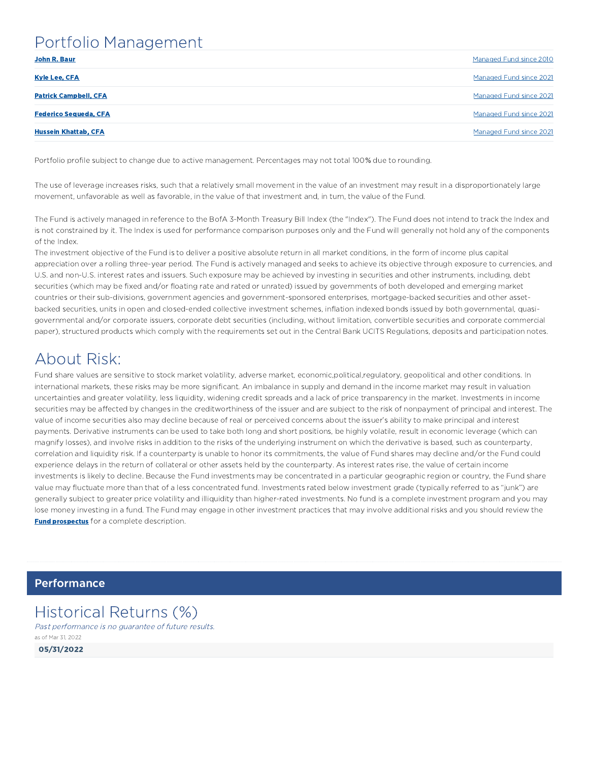# Portfolio Management

| | |
|---|---|
| **John R. Baur** | Managed Fund since 2010 |
| **Kyle Lee, CFA** | Managed Fund since 2021 |
| **Patrick Campbell, CFA** | Managed Fund since 2021 |
| **Federico Sequeda, CFA** | Managed Fund since 2021 |
| **Hussein Khattab, CFA** | Managed Fund since 2021 |

Portfolio profile subject to change due to active management. Percentages may not total 100% due to rounding.

The use of leverage increases risks, such that a relatively small movement in the value of an investment may result in a disproportionately large movement, unfavorable as well as favorable, in the value of that investment and, in turn, the value of the Fund.

The Fund is actively managed in reference to the BofA 3-Month Treasury Bill Index (the "Index"). The Fund does not intend to track the Index and is not constrained by it. The Index is used for performance comparison purposes only and the Fund will generally not hold any of the components of the Index.

The investment objective of the Fund is to deliver a positive absolute return in all market conditions, in the form of income plus capital appreciation over a rolling three-year period. The Fund is actively managed and seeks to achieve its objective through exposure to currencies, and U.S. and non-U.S. interest rates and issuers. Such exposure may be achieved by investing in securities and other instruments, including, debt securities (which may be fixed and/or floating rate and rated or unrated) issued by governments of both developed and emerging market countries or their sub-divisions, government agencies and government-sponsored enterprises, mortgage-backed securities and other asset-backed securities, units in open and closed-ended collective investment schemes, inflation indexed bonds issued by both governmental, quasi-governmental and/or corporate issuers, corporate debt securities (including, without limitation, convertible securities and corporate commercial paper), structured products which comply with the requirements set out in the Central Bank UCITS Regulations, deposits and participation notes.

# About Risk:

Fund share values are sensitive to stock market volatility, adverse market, economic,political,regulatory, geopolitical and other conditions. In international markets, these risks may be more significant. An imbalance in supply and demand in the income market may result in valuation uncertainties and greater volatility, less liquidity, widening credit spreads and a lack of price transparency in the market. Investments in income securities may be affected by changes in the creditworthiness of the issuer and are subject to the risk of nonpayment of principal and interest. The value of income securities also may decline because of real or perceived concerns about the issuer's ability to make principal and interest payments. Derivative instruments can be used to take both long and short positions, be highly volatile, result in economic leverage (which can magnify losses), and involve risks in addition to the risks of the underlying instrument on which the derivative is based, such as counterparty, correlation and liquidity risk. If a counterparty is unable to honor its commitments, the value of Fund shares may decline and/or the Fund could experience delays in the return of collateral or other assets held by the counterparty. As interest rates rise, the value of certain income investments is likely to decline. Because the Fund investments may be concentrated in a particular geographic region or country, the Fund share value may fluctuate more than that of a less concentrated fund. Investments rated below investment grade (typically referred to as "junk") are generally subject to greater price volatility and illiquidity than higher-rated investments. No fund is a complete investment program and you may lose money investing in a fund. The Fund may engage in other investment practices that may involve additional risks and you should review the **Fund prospectus** for a complete description.

## Performance

# Historical Returns (%)

*Past performance is no guarantee of future results.*

as of Mar 31, 2022

**05/31/2022**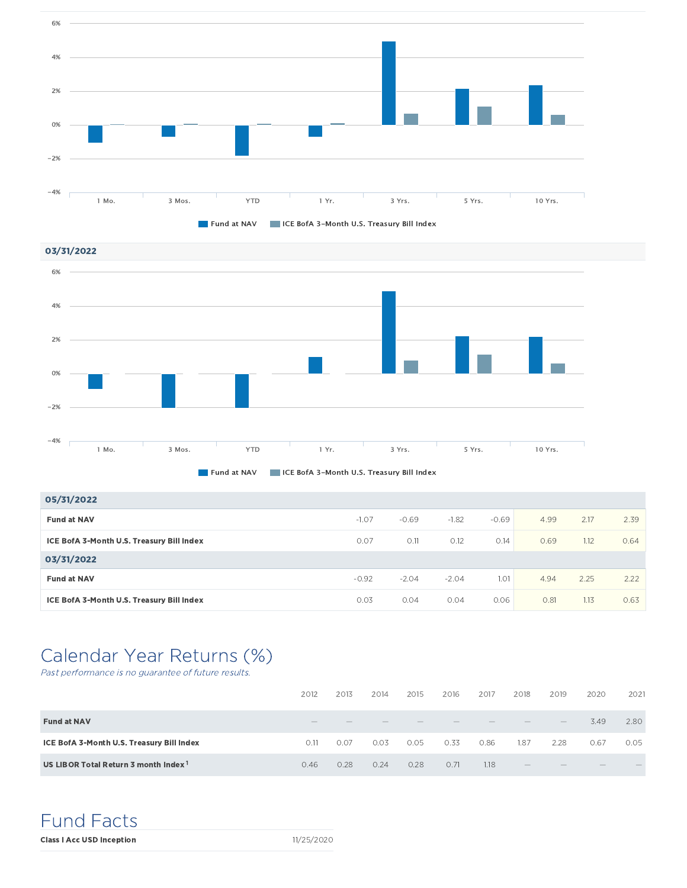6%
4%
2%
0%
−2%
−4%

1 Mo. 3 Mos. YTD 1 Yr. 3 Yrs. 5 Yrs. 10 Yrs.

Fund at NAV ICE BofA 3-Month U.S. Treasury Bill Index

**03/31/2022**

6%
4%
2%
0%
−2%
−4%

1 Mo. 3 Mos. YTD 1 Yr. 3 Yrs. 5 Yrs. 10 Yrs.

Fund at NAV ICE BofA 3-Month U.S. Treasury Bill Index

| | | | | | | | |
|---|---|---|---|---|---|---|---|
| **05/31/2022** | | | | | | | |
| **Fund at NAV** | -1.07 | -0.69 | -1.82 | -0.69 | 4.99 | 2.17 | 2.39 |
| **ICE BofA 3-Month U.S. Treasury Bill Index** | 0.07 | 0.11 | 0.12 | 0.14 | 0.69 | 1.12 | 0.64 |
| **03/31/2022** | | | | | | | |
| **Fund at NAV** | -0.92 | -2.04 | -2.04 | 1.01 | 4.94 | 2.25 | 2.22 |
| **ICE BofA 3-Month U.S. Treasury Bill Index** | 0.03 | 0.04 | 0.04 | 0.06 | 0.81 | 1.13 | 0.63 |

# Calendar Year Returns (%)

*Past performance is no guarantee of future results.*

| | 2012 | 2013 | 2014 | 2015 | 2016 | 2017 | 2018 | 2019 | 2020 | 2021 |
|---|---|---|---|---|---|---|---|---|---|---|
| **Fund at NAV** | — | — | — | — | — | — | — | — | 3.49 | 2.80 |
| **ICE BofA 3-Month U.S. Treasury Bill Index** | 0.11 | 0.07 | 0.03 | 0.05 | 0.33 | 0.86 | 1.87 | 2.28 | 0.67 | 0.05 |
| **US LIBOR Total Return 3 month Index**[1] | 0.46 | 0.28 | 0.24 | 0.28 | 0.71 | 1.18 | — | — | — | — |

# Fund Facts

| | |
|---|---|
| **Class I Acc USD Inception** | 11/25/2020 |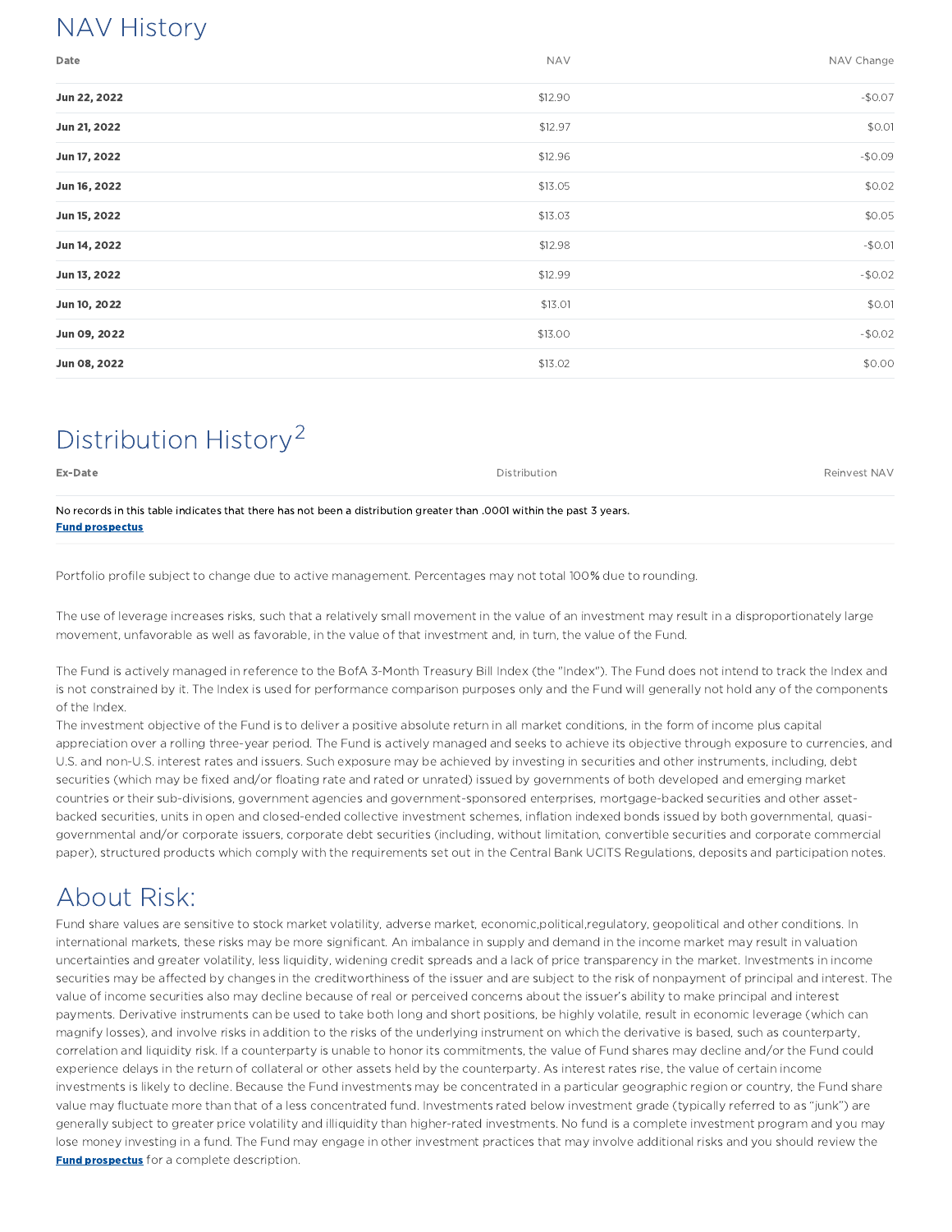## NAV History

| Date | NAV | NAV Change |
|---|---|---|
| **Jun 22, 2022** | $12.90 | -$0.07 |
| **Jun 21, 2022** | $12.97 | $0.01 |
| **Jun 17, 2022** | $12.96 | -$0.09 |
| **Jun 16, 2022** | $13.05 | $0.02 |
| **Jun 15, 2022** | $13.03 | $0.05 |
| **Jun 14, 2022** | $12.98 | -$0.01 |
| **Jun 13, 2022** | $12.99 | -$0.02 |
| **Jun 10, 2022** | $13.01 | $0.01 |
| **Jun 09, 2022** | $13.00 | -$0.02 |
| **Jun 08, 2022** | $13.02 | $0.00 |

## Distribution History[2]

| Ex-Date | Distribution | Reinvest NAV |
|---|---|---|
| No records in this table indicates that there has not been a distribution greater than .0001 within the past 3 years. **Fund prospectus** | | |

Portfolio profile subject to change due to active management. Percentages may not total 100% due to rounding.

The use of leverage increases risks, such that a relatively small movement in the value of an investment may result in a disproportionately large movement, unfavorable as well as favorable, in the value of that investment and, in turn, the value of the Fund.

The Fund is actively managed in reference to the BofA 3-Month Treasury Bill Index (the "Index"). The Fund does not intend to track the Index and is not constrained by it. The Index is used for performance comparison purposes only and the Fund will generally not hold any of the components of the Index.
The investment objective of the Fund is to deliver a positive absolute return in all market conditions, in the form of income plus capital appreciation over a rolling three-year period. The Fund is actively managed and seeks to achieve its objective through exposure to currencies, and U.S. and non-U.S. interest rates and issuers. Such exposure may be achieved by investing in securities and other instruments, including, debt securities (which may be fixed and/or floating rate and rated or unrated) issued by governments of both developed and emerging market countries or their sub-divisions, government agencies and government-sponsored enterprises, mortgage-backed securities and other asset-backed securities, units in open and closed-ended collective investment schemes, inflation indexed bonds issued by both governmental, quasi-governmental and/or corporate issuers, corporate debt securities (including, without limitation, convertible securities and corporate commercial paper), structured products which comply with the requirements set out in the Central Bank UCITS Regulations, deposits and participation notes.

## About Risk:

Fund share values are sensitive to stock market volatility, adverse market, economic,political,regulatory, geopolitical and other conditions. In international markets, these risks may be more significant. An imbalance in supply and demand in the income market may result in valuation uncertainties and greater volatility, less liquidity, widening credit spreads and a lack of price transparency in the market. Investments in income securities may be affected by changes in the creditworthiness of the issuer and are subject to the risk of nonpayment of principal and interest. The value of income securities also may decline because of real or perceived concerns about the issuer's ability to make principal and interest payments. Derivative instruments can be used to take both long and short positions, be highly volatile, result in economic leverage (which can magnify losses), and involve risks in addition to the risks of the underlying instrument on which the derivative is based, such as counterparty, correlation and liquidity risk. If a counterparty is unable to honor its commitments, the value of Fund shares may decline and/or the Fund could experience delays in the return of collateral or other assets held by the counterparty. As interest rates rise, the value of certain income investments is likely to decline. Because the Fund investments may be concentrated in a particular geographic region or country, the Fund share value may fluctuate more than that of a less concentrated fund. Investments rated below investment grade (typically referred to as "junk") are generally subject to greater price volatility and illiquidity than higher-rated investments. No fund is a complete investment program and you may lose money investing in a fund. The Fund may engage in other investment practices that may involve additional risks and you should review the **Fund prospectus** for a complete description.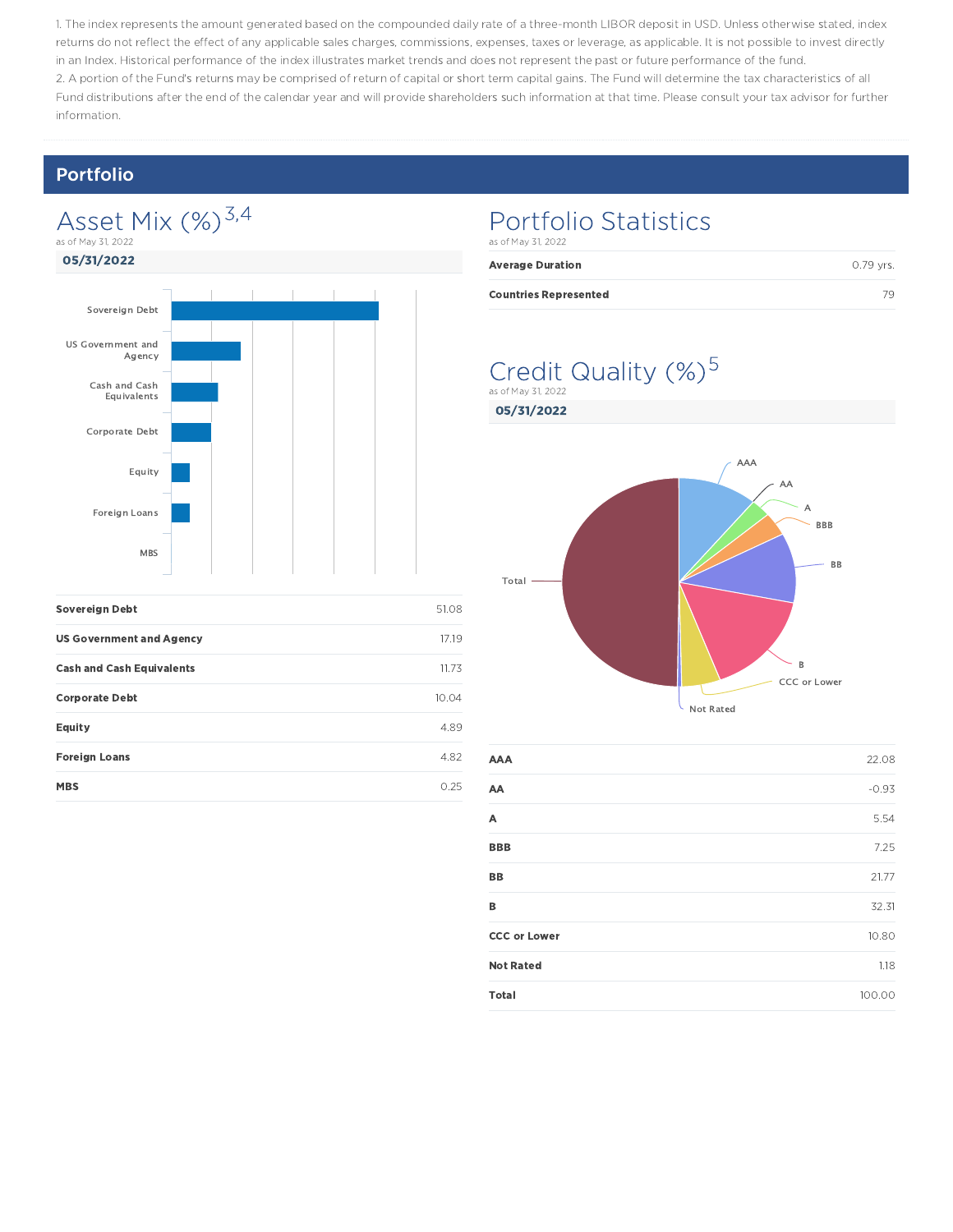1. The index represents the amount generated based on the compounded daily rate of a three-month LIBOR deposit in USD. Unless otherwise stated, index returns do not reflect the effect of any applicable sales charges, commissions, expenses, taxes or leverage, as applicable. It is not possible to invest directly in an Index. Historical performance of the index illustrates market trends and does not represent the past or future performance of the fund.
2. A portion of the Fund's returns may be comprised of return of capital or short term capital gains. The Fund will determine the tax characteristics of all Fund distributions after the end of the calendar year and will provide shareholders such information at that time. Please consult your tax advisor for further information.

## Portfolio

### Asset Mix (%)[3,4]

as of May 31, 2022

**05/31/2022**

| Asset | % |
|---|---|
| **Sovereign Debt** | 51.08 |
| **US Government and Agency** | 17.19 |
| **Cash and Cash Equivalents** | 11.73 |
| **Corporate Debt** | 10.04 |
| **Equity** | 4.89 |
| **Foreign Loans** | 4.82 |
| **MBS** | 0.25 |

### Portfolio Statistics

as of May 31, 2022

| | |
|---|---|
| **Average Duration** | 0.79 yrs. |
| **Countries Represented** | 79 |

### Credit Quality (%)[5]

as of May 31, 2022

**05/31/2022**

| Rating | % |
|---|---|
| **AAA** | 22.08 |
| **AA** | -0.93 |
| **A** | 5.54 |
| **BBB** | 7.25 |
| **BB** | 21.77 |
| **B** | 32.31 |
| **CCC or Lower** | 10.80 |
| **Not Rated** | 1.18 |
| **Total** | 100.00 |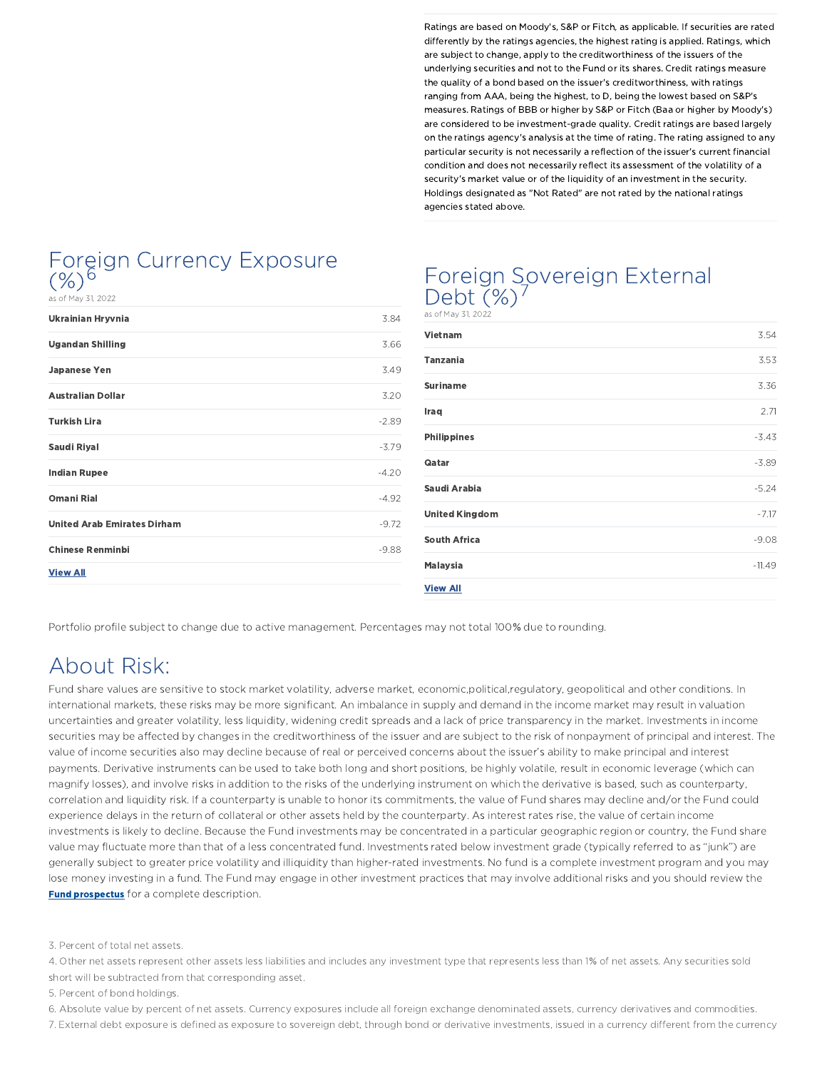Ratings are based on Moody's, S&P or Fitch, as applicable. If securities are rated differently by the ratings agencies, the highest rating is applied. Ratings, which are subject to change, apply to the creditworthiness of the issuers of the underlying securities and not to the Fund or its shares. Credit ratings measure the quality of a bond based on the issuer's creditworthiness, with ratings ranging from AAA, being the highest, to D, being the lowest based on S&P's measures. Ratings of BBB or higher by S&P or Fitch (Baa or higher by Moody's) are considered to be investment-grade quality. Credit ratings are based largely on the ratings agency's analysis at the time of rating. The rating assigned to any particular security is not necessarily a reflection of the issuer's current financial condition and does not necessarily reflect its assessment of the volatility of a security's market value or of the liquidity of an investment in the security. Holdings designated as "Not Rated" are not rated by the national ratings agencies stated above.

## Foreign Currency Exposure (%)[6]

as of May 31, 2022

| | |
|---|---|
| **Ukrainian Hryvnia** | 3.84 |
| **Ugandan Shilling** | 3.66 |
| **Japanese Yen** | 3.49 |
| **Australian Dollar** | 3.20 |
| **Turkish Lira** | -2.89 |
| **Saudi Riyal** | -3.79 |
| **Indian Rupee** | -4.20 |
| **Omani Rial** | -4.92 |
| **United Arab Emirates Dirham** | -9.72 |
| **Chinese Renminbi** | -9.88 |

**View All**

## Foreign Sovereign External Debt (%)[7]

as of May 31, 2022

| | |
|---|---|
| **Vietnam** | 3.54 |
| **Tanzania** | 3.53 |
| **Suriname** | 3.36 |
| **Iraq** | 2.71 |
| **Philippines** | -3.43 |
| **Qatar** | -3.89 |
| **Saudi Arabia** | -5.24 |
| **United Kingdom** | -7.17 |
| **South Africa** | -9.08 |
| **Malaysia** | -11.49 |

**View All**

Portfolio profile subject to change due to active management. Percentages may not total 100% due to rounding.

# About Risk:

Fund share values are sensitive to stock market volatility, adverse market, economic,political,regulatory, geopolitical and other conditions. In international markets, these risks may be more significant. An imbalance in supply and demand in the income market may result in valuation uncertainties and greater volatility, less liquidity, widening credit spreads and a lack of price transparency in the market. Investments in income securities may be affected by changes in the creditworthiness of the issuer and are subject to the risk of nonpayment of principal and interest. The value of income securities also may decline because of real or perceived concerns about the issuer's ability to make principal and interest payments. Derivative instruments can be used to take both long and short positions, be highly volatile, result in economic leverage (which can magnify losses), and involve risks in addition to the risks of the underlying instrument on which the derivative is based, such as counterparty, correlation and liquidity risk. If a counterparty is unable to honor its commitments, the value of Fund shares may decline and/or the Fund could experience delays in the return of collateral or other assets held by the counterparty. As interest rates rise, the value of certain income investments is likely to decline. Because the Fund investments may be concentrated in a particular geographic region or country, the Fund share value may fluctuate more than that of a less concentrated fund. Investments rated below investment grade (typically referred to as "junk") are generally subject to greater price volatility and illiquidity than higher-rated investments. No fund is a complete investment program and you may lose money investing in a fund. The Fund may engage in other investment practices that may involve additional risks and you should review the **Fund prospectus** for a complete description.

3. Percent of total net assets.

4. Other net assets represent other assets less liabilities and includes any investment type that represents less than 1% of net assets. Any securities sold short will be subtracted from that corresponding asset.

5. Percent of bond holdings.

6. Absolute value by percent of net assets. Currency exposures include all foreign exchange denominated assets, currency derivatives and commodities.

7. External debt exposure is defined as exposure to sovereign debt, through bond or derivative investments, issued in a currency different from the currency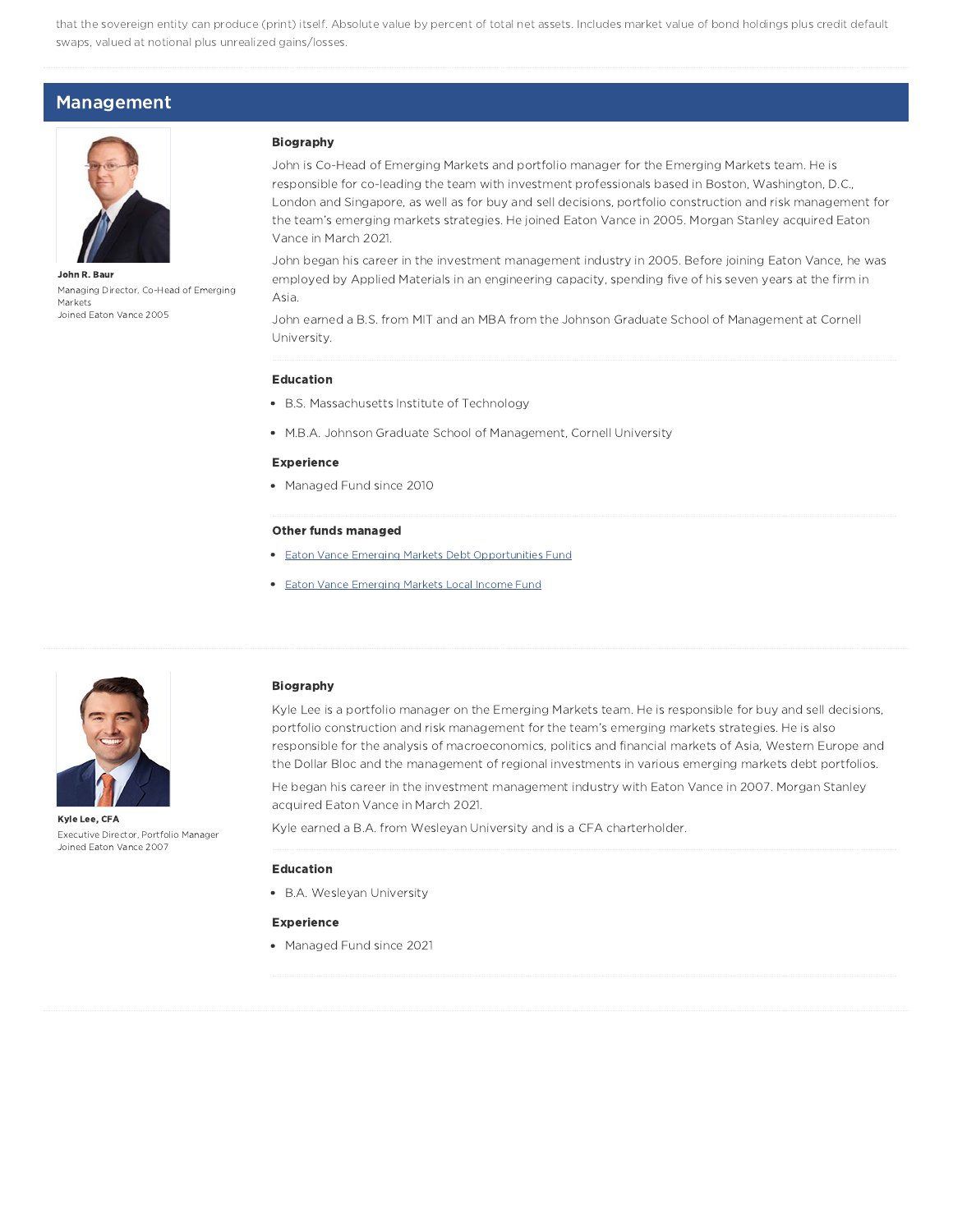that the sovereign entity can produce (print) itself. Absolute value by percent of total net assets. Includes market value of bond holdings plus credit default swaps, valued at notional plus unrealized gains/losses.

## Management

**John R. Baur**
Managing Director, Co-Head of Emerging Markets
Joined Eaton Vance 2005

### Biography

John is Co-Head of Emerging Markets and portfolio manager for the Emerging Markets team. He is responsible for co-leading the team with investment professionals based in Boston, Washington, D.C., London and Singapore, as well as for buy and sell decisions, portfolio construction and risk management for the team's emerging markets strategies. He joined Eaton Vance in 2005. Morgan Stanley acquired Eaton Vance in March 2021.

John began his career in the investment management industry in 2005. Before joining Eaton Vance, he was employed by Applied Materials in an engineering capacity, spending five of his seven years at the firm in Asia.

John earned a B.S. from MIT and an MBA from the Johnson Graduate School of Management at Cornell University.

### Education

- B.S. Massachusetts Institute of Technology
- M.B.A. Johnson Graduate School of Management, Cornell University

### Experience

- Managed Fund since 2010

### Other funds managed

- Eaton Vance Emerging Markets Debt Opportunities Fund
- Eaton Vance Emerging Markets Local Income Fund

**Kyle Lee, CFA**
Executive Director, Portfolio Manager
Joined Eaton Vance 2007

### Biography

Kyle Lee is a portfolio manager on the Emerging Markets team. He is responsible for buy and sell decisions, portfolio construction and risk management for the team's emerging markets strategies. He is also responsible for the analysis of macroeconomics, politics and financial markets of Asia, Western Europe and the Dollar Bloc and the management of regional investments in various emerging markets debt portfolios.

He began his career in the investment management industry with Eaton Vance in 2007. Morgan Stanley acquired Eaton Vance in March 2021.

Kyle earned a B.A. from Wesleyan University and is a CFA charterholder.

### Education

- B.A. Wesleyan University

### Experience

- Managed Fund since 2021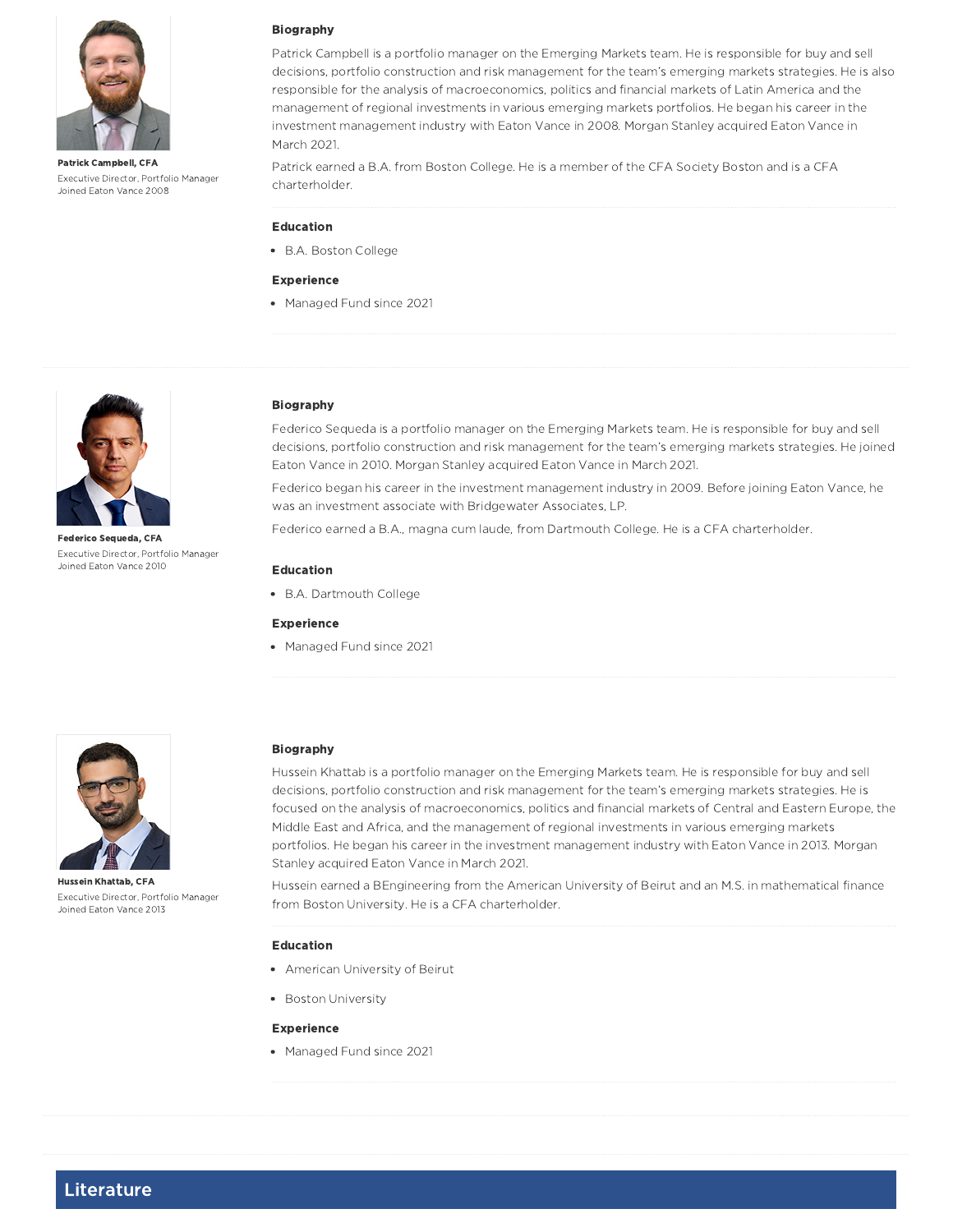**Patrick Campbell, CFA**
Executive Director, Portfolio Manager
Joined Eaton Vance 2008

### Biography

Patrick Campbell is a portfolio manager on the Emerging Markets team. He is responsible for buy and sell decisions, portfolio construction and risk management for the team's emerging markets strategies. He is also responsible for the analysis of macroeconomics, politics and financial markets of Latin America and the management of regional investments in various emerging markets portfolios. He began his career in the investment management industry with Eaton Vance in 2008. Morgan Stanley acquired Eaton Vance in March 2021.

Patrick earned a B.A. from Boston College. He is a member of the CFA Society Boston and is a CFA charterholder.

### Education

- B.A. Boston College

### Experience

- Managed Fund since 2021

---

**Federico Sequeda, CFA**
Executive Director, Portfolio Manager
Joined Eaton Vance 2010

### Biography

Federico Sequeda is a portfolio manager on the Emerging Markets team. He is responsible for buy and sell decisions, portfolio construction and risk management for the team's emerging markets strategies. He joined Eaton Vance in 2010. Morgan Stanley acquired Eaton Vance in March 2021.

Federico began his career in the investment management industry in 2009. Before joining Eaton Vance, he was an investment associate with Bridgewater Associates, LP.

Federico earned a B.A., magna cum laude, from Dartmouth College. He is a CFA charterholder.

### Education

- B.A. Dartmouth College

### Experience

- Managed Fund since 2021

---

**Hussein Khattab, CFA**
Executive Director, Portfolio Manager
Joined Eaton Vance 2013

### Biography

Hussein Khattab is a portfolio manager on the Emerging Markets team. He is responsible for buy and sell decisions, portfolio construction and risk management for the team's emerging markets strategies. He is focused on the analysis of macroeconomics, politics and financial markets of Central and Eastern Europe, the Middle East and Africa, and the management of regional investments in various emerging markets portfolios. He began his career in the investment management industry with Eaton Vance in 2013. Morgan Stanley acquired Eaton Vance in March 2021.

Hussein earned a BEngineering from the American University of Beirut and an M.S. in mathematical finance from Boston University. He is a CFA charterholder.

### Education

- American University of Beirut
- Boston University

### Experience

- Managed Fund since 2021

---

## Literature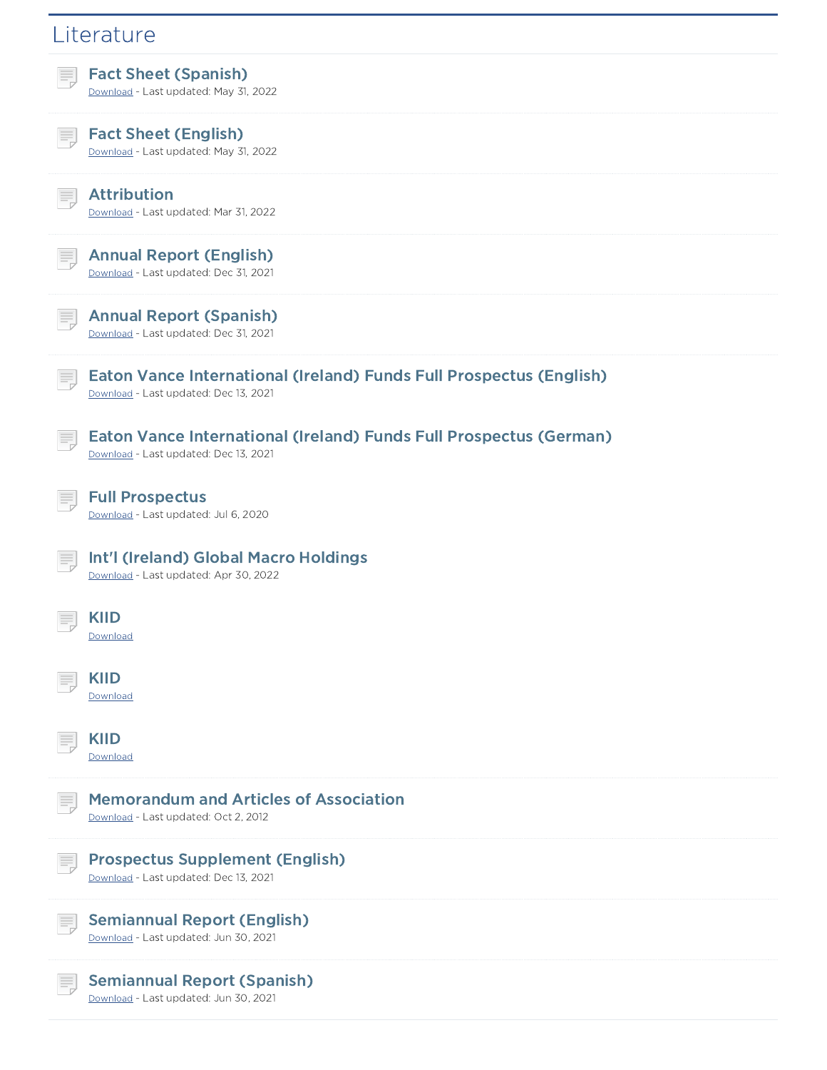## Literature

### Fact Sheet (Spanish)
Download - Last updated: May 31, 2022

### Fact Sheet (English)
Download - Last updated: May 31, 2022

### Attribution
Download - Last updated: Mar 31, 2022

### Annual Report (English)
Download - Last updated: Dec 31, 2021

### Annual Report (Spanish)
Download - Last updated: Dec 31, 2021

### Eaton Vance International (Ireland) Funds Full Prospectus (English)
Download - Last updated: Dec 13, 2021

### Eaton Vance International (Ireland) Funds Full Prospectus (German)
Download - Last updated: Dec 13, 2021

### Full Prospectus
Download - Last updated: Jul 6, 2020

### Int'l (Ireland) Global Macro Holdings
Download - Last updated: Apr 30, 2022

### KIID
Download

### KIID
Download

### KIID
Download

### Memorandum and Articles of Association
Download - Last updated: Oct 2, 2012

### Prospectus Supplement (English)
Download - Last updated: Dec 13, 2021

### Semiannual Report (English)
Download - Last updated: Jun 30, 2021

### Semiannual Report (Spanish)
Download - Last updated: Jun 30, 2021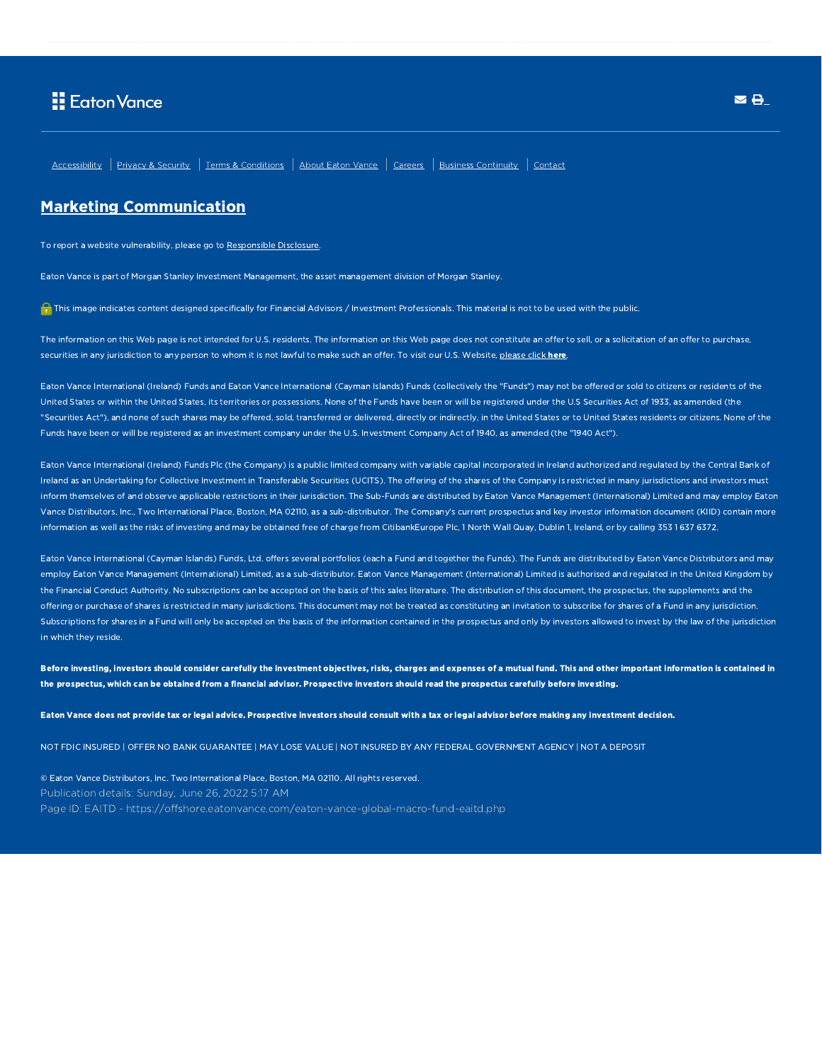Eaton Vance

Accessibility | Privacy & Security | Terms & Conditions | About Eaton Vance | Careers | Business Continuity | Contact

## Marketing Communication

To report a website vulnerability, please go to Responsible Disclosure.

Eaton Vance is part of Morgan Stanley Investment Management, the asset management division of Morgan Stanley.

This image indicates content designed specifically for Financial Advisors / Investment Professionals. This material is not to be used with the public.

The information on this Web page is not intended for U.S. residents. The information on this Web page does not constitute an offer to sell, or a solicitation of an offer to purchase, securities in any jurisdiction to any person to whom it is not lawful to make such an offer. To visit our U.S. Website, please click **here**.

Eaton Vance International (Ireland) Funds and Eaton Vance International (Cayman Islands) Funds (collectively the "Funds") may not be offered or sold to citizens or residents of the United States or within the United States, its territories or possessions. None of the Funds have been or will be registered under the U.S Securities Act of 1933, as amended (the "Securities Act"), and none of such shares may be offered, sold, transferred or delivered, directly or indirectly, in the United States or to United States residents or citizens. None of the Funds have been or will be registered as an investment company under the U.S. Investment Company Act of 1940, as amended (the "1940 Act").

Eaton Vance International (Ireland) Funds Plc (the Company) is a public limited company with variable capital incorporated in Ireland authorized and regulated by the Central Bank of Ireland as an Undertaking for Collective Investment in Transferable Securities (UCITS). The offering of the shares of the Company is restricted in many jurisdictions and investors must inform themselves of and observe applicable restrictions in their jurisdiction. The Sub-Funds are distributed by Eaton Vance Management (International) Limited and may employ Eaton Vance Distributors, Inc., Two International Place, Boston, MA 02110, as a sub-distributor. The Company's current prospectus and key investor information document (KIID) contain more information as well as the risks of investing and may be obtained free of charge from CitibankEurope Plc, 1 North Wall Quay, Dublin 1, Ireland, or by calling 353 1 637 6372.

Eaton Vance International (Cayman Islands) Funds, Ltd. offers several portfolios (each a Fund and together the Funds). The Funds are distributed by Eaton Vance Distributors and may employ Eaton Vance Management (International) Limited, as a sub-distributor. Eaton Vance Management (International) Limited is authorised and regulated in the United Kingdom by the Financial Conduct Authority. No subscriptions can be accepted on the basis of this sales literature. The distribution of this document, the prospectus, the supplements and the offering or purchase of shares is restricted in many jurisdictions. This document may not be treated as constituting an invitation to subscribe for shares of a Fund in any jurisdiction. Subscriptions for shares in a Fund will only be accepted on the basis of the information contained in the prospectus and only by investors allowed to invest by the law of the jurisdiction in which they reside.

**Before investing, investors should consider carefully the investment objectives, risks, charges and expenses of a mutual fund. This and other important information is contained in the prospectus, which can be obtained from a financial advisor. Prospective investors should read the prospectus carefully before investing.**

**Eaton Vance does not provide tax or legal advice. Prospective investors should consult with a tax or legal advisor before making any investment decision.**

NOT FDIC INSURED | OFFER NO BANK GUARANTEE | MAY LOSE VALUE | NOT INSURED BY ANY FEDERAL GOVERNMENT AGENCY | NOT A DEPOSIT

© Eaton Vance Distributors, Inc. Two International Place, Boston, MA 02110. All rights reserved.

Publication details: Sunday, June 26, 2022 5:17 AM

Page ID: EAITD - https://offshore.eatonvance.com/eaton-vance-global-macro-fund-eaitd.php